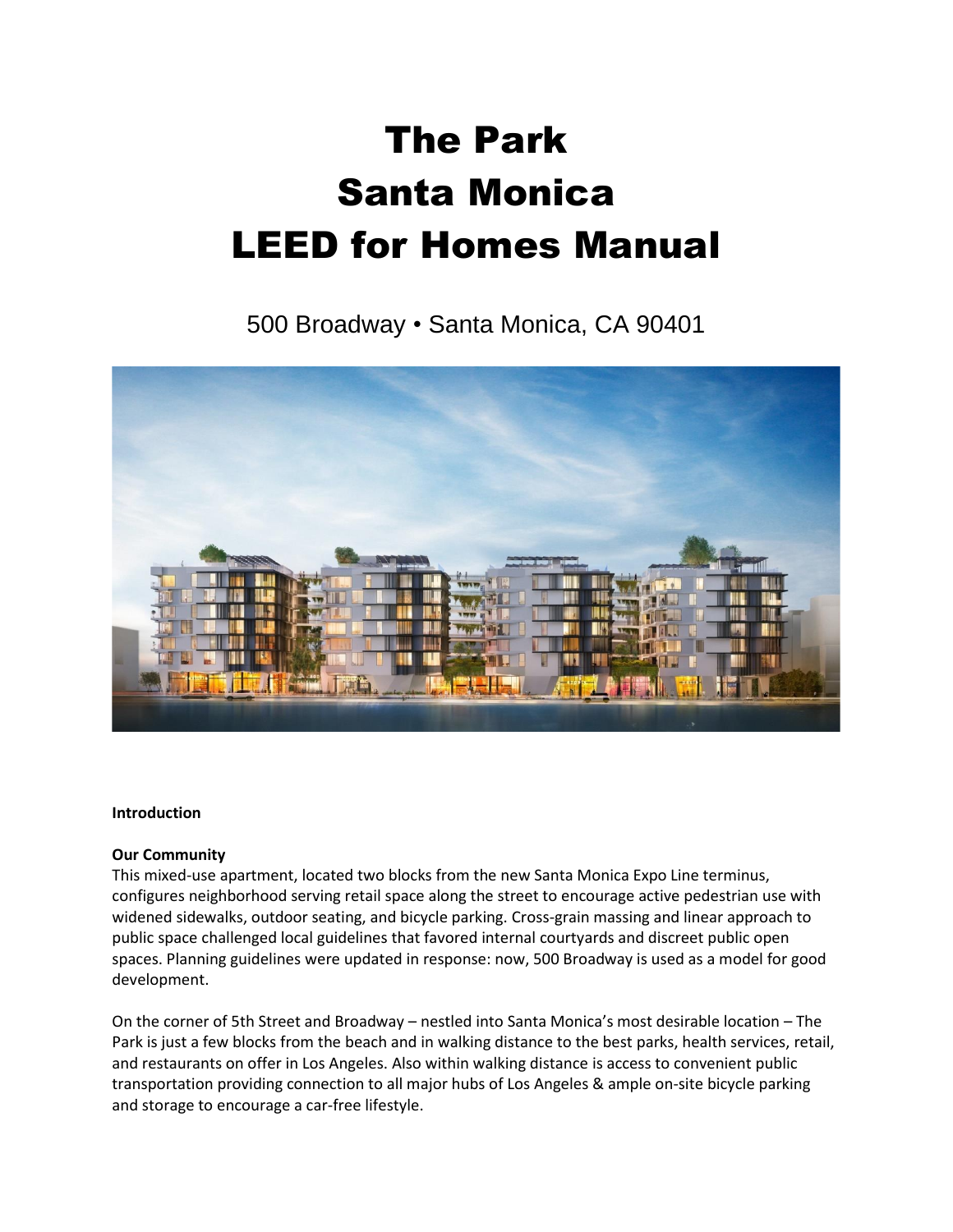# The Park
# Santa Monica
# LEED for Homes Manual

500 Broadway • Santa Monica, CA 90401

**Introduction**

**Our Community**

This mixed-use apartment, located two blocks from the new Santa Monica Expo Line terminus, configures neighborhood serving retail space along the street to encourage active pedestrian use with widened sidewalks, outdoor seating, and bicycle parking. Cross-grain massing and linear approach to public space challenged local guidelines that favored internal courtyards and discreet public open spaces. Planning guidelines were updated in response: now, 500 Broadway is used as a model for good development.

On the corner of 5th Street and Broadway – nestled into Santa Monica's most desirable location – The Park is just a few blocks from the beach and in walking distance to the best parks, health services, retail, and restaurants on offer in Los Angeles. Also within walking distance is access to convenient public transportation providing connection to all major hubs of Los Angeles & ample on-site bicycle parking and storage to encourage a car-free lifestyle.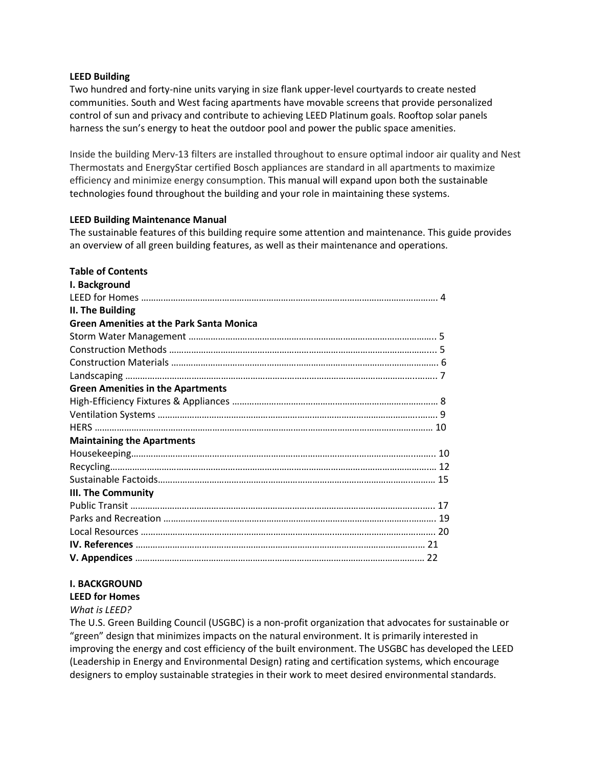**LEED Building**

Two hundred and forty-nine units varying in size flank upper-level courtyards to create nested communities. South and West facing apartments have movable screens that provide personalized control of sun and privacy and contribute to achieving LEED Platinum goals. Rooftop solar panels harness the sun's energy to heat the outdoor pool and power the public space amenities.

Inside the building Merv-13 filters are installed throughout to ensure optimal indoor air quality and Nest Thermostats and EnergyStar certified Bosch appliances are standard in all apartments to maximize efficiency and minimize energy consumption. This manual will expand upon both the sustainable technologies found throughout the building and your role in maintaining these systems.

**LEED Building Maintenance Manual**

The sustainable features of this building require some attention and maintenance. This guide provides an overview of all green building features, as well as their maintenance and operations.

**Table of Contents**

**I. Background**

LEED for Homes ........ 4

**II. The Building**

**Green Amenities at the Park Santa Monica**

Storm Water Management ........ 5
Construction Methods ........ 5
Construction Materials ........ 6
Landscaping ........ 7

**Green Amenities in the Apartments**

High-Efficiency Fixtures & Appliances ........ 8
Ventilation Systems ........ 9
HERS ........ 10

**Maintaining the Apartments**

Housekeeping........ 10
Recycling........ 12
Sustainable Factoids........ 15

**III. The Community**

Public Transit ........ 17
Parks and Recreation ........ 19
Local Resources ........ 20

**IV. References** ........ 21

**V. Appendices** ........ 22

## I. BACKGROUND

### LEED for Homes

*What is LEED?*

The U.S. Green Building Council (USGBC) is a non-profit organization that advocates for sustainable or "green" design that minimizes impacts on the natural environment. It is primarily interested in improving the energy and cost efficiency of the built environment. The USGBC has developed the LEED (Leadership in Energy and Environmental Design) rating and certification systems, which encourage designers to employ sustainable strategies in their work to meet desired environmental standards.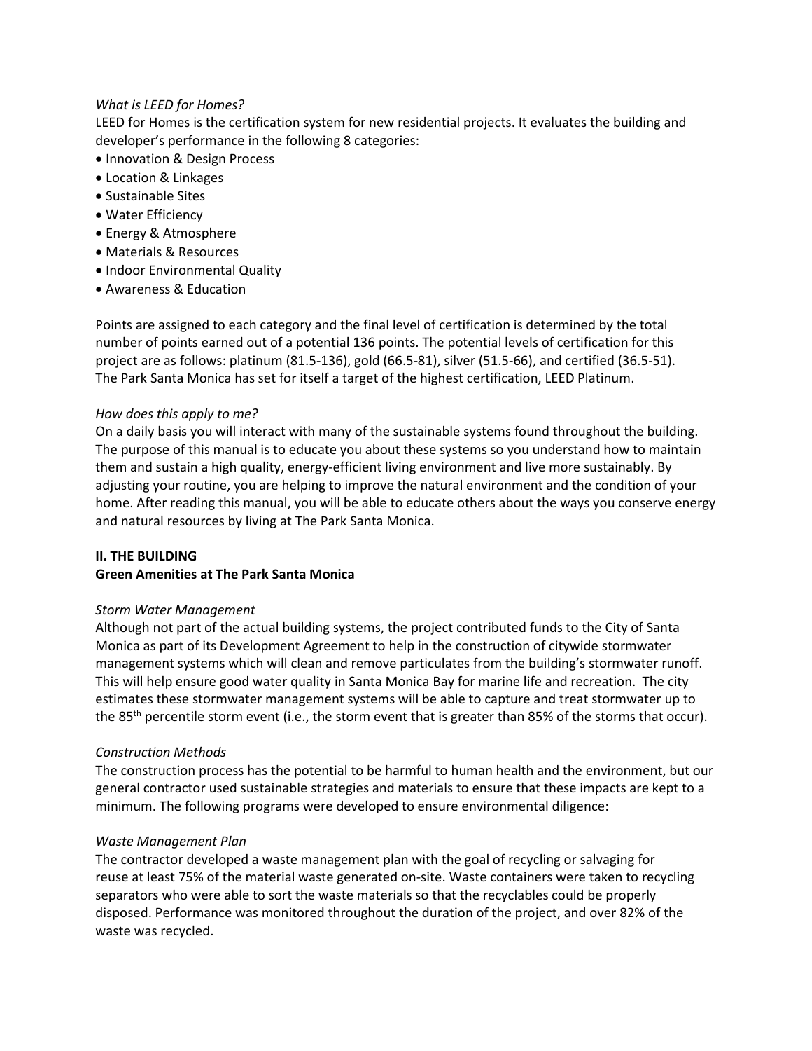*What is LEED for Homes?*

LEED for Homes is the certification system for new residential projects. It evaluates the building and developer's performance in the following 8 categories:

- Innovation & Design Process
- Location & Linkages
- Sustainable Sites
- Water Efficiency
- Energy & Atmosphere
- Materials & Resources
- Indoor Environmental Quality
- Awareness & Education

Points are assigned to each category and the final level of certification is determined by the total number of points earned out of a potential 136 points. The potential levels of certification for this project are as follows: platinum (81.5-136), gold (66.5-81), silver (51.5-66), and certified (36.5-51). The Park Santa Monica has set for itself a target of the highest certification, LEED Platinum.

*How does this apply to me?*

On a daily basis you will interact with many of the sustainable systems found throughout the building. The purpose of this manual is to educate you about these systems so you understand how to maintain them and sustain a high quality, energy-efficient living environment and live more sustainably. By adjusting your routine, you are helping to improve the natural environment and the condition of your home. After reading this manual, you will be able to educate others about the ways you conserve energy and natural resources by living at The Park Santa Monica.

## II. THE BUILDING

### Green Amenities at The Park Santa Monica

*Storm Water Management*

Although not part of the actual building systems, the project contributed funds to the City of Santa Monica as part of its Development Agreement to help in the construction of citywide stormwater management systems which will clean and remove particulates from the building's stormwater runoff. This will help ensure good water quality in Santa Monica Bay for marine life and recreation. The city estimates these stormwater management systems will be able to capture and treat stormwater up to the 85th percentile storm event (i.e., the storm event that is greater than 85% of the storms that occur).

*Construction Methods*

The construction process has the potential to be harmful to human health and the environment, but our general contractor used sustainable strategies and materials to ensure that these impacts are kept to a minimum. The following programs were developed to ensure environmental diligence:

*Waste Management Plan*

The contractor developed a waste management plan with the goal of recycling or salvaging for reuse at least 75% of the material waste generated on-site. Waste containers were taken to recycling separators who were able to sort the waste materials so that the recyclables could be properly disposed. Performance was monitored throughout the duration of the project, and over 82% of the waste was recycled.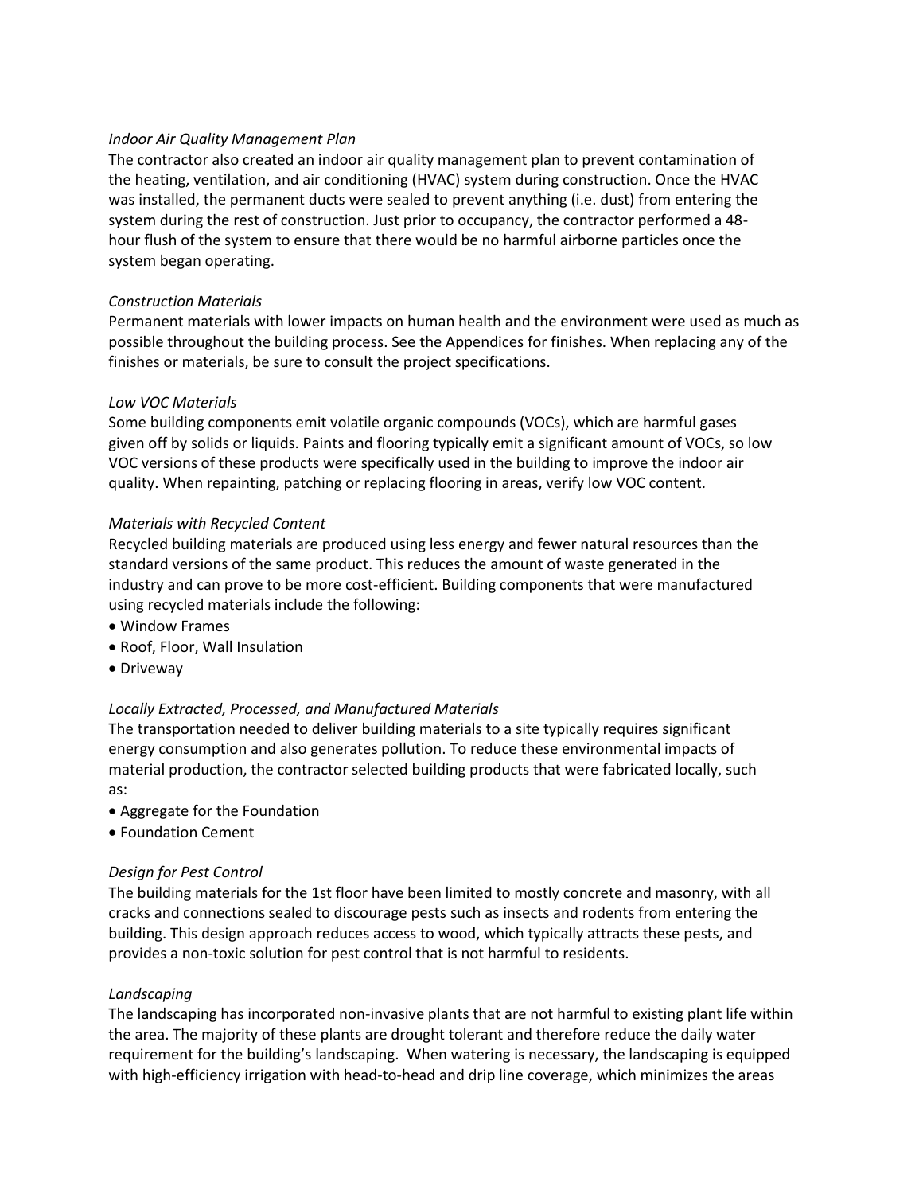*Indoor Air Quality Management Plan*
The contractor also created an indoor air quality management plan to prevent contamination of the heating, ventilation, and air conditioning (HVAC) system during construction. Once the HVAC was installed, the permanent ducts were sealed to prevent anything (i.e. dust) from entering the system during the rest of construction. Just prior to occupancy, the contractor performed a 48-hour flush of the system to ensure that there would be no harmful airborne particles once the system began operating.

*Construction Materials*
Permanent materials with lower impacts on human health and the environment were used as much as possible throughout the building process. See the Appendices for finishes. When replacing any of the finishes or materials, be sure to consult the project specifications.

*Low VOC Materials*
Some building components emit volatile organic compounds (VOCs), which are harmful gases given off by solids or liquids. Paints and flooring typically emit a significant amount of VOCs, so low VOC versions of these products were specifically used in the building to improve the indoor air quality. When repainting, patching or replacing flooring in areas, verify low VOC content.

*Materials with Recycled Content*
Recycled building materials are produced using less energy and fewer natural resources than the standard versions of the same product. This reduces the amount of waste generated in the industry and can prove to be more cost-efficient. Building components that were manufactured using recycled materials include the following:

- Window Frames
- Roof, Floor, Wall Insulation
- Driveway

*Locally Extracted, Processed, and Manufactured Materials*
The transportation needed to deliver building materials to a site typically requires significant energy consumption and also generates pollution. To reduce these environmental impacts of material production, the contractor selected building products that were fabricated locally, such as:

- Aggregate for the Foundation
- Foundation Cement

*Design for Pest Control*
The building materials for the 1st floor have been limited to mostly concrete and masonry, with all cracks and connections sealed to discourage pests such as insects and rodents from entering the building. This design approach reduces access to wood, which typically attracts these pests, and provides a non-toxic solution for pest control that is not harmful to residents.

*Landscaping*
The landscaping has incorporated non-invasive plants that are not harmful to existing plant life within the area. The majority of these plants are drought tolerant and therefore reduce the daily water requirement for the building's landscaping. When watering is necessary, the landscaping is equipped with high-efficiency irrigation with head-to-head and drip line coverage, which minimizes the areas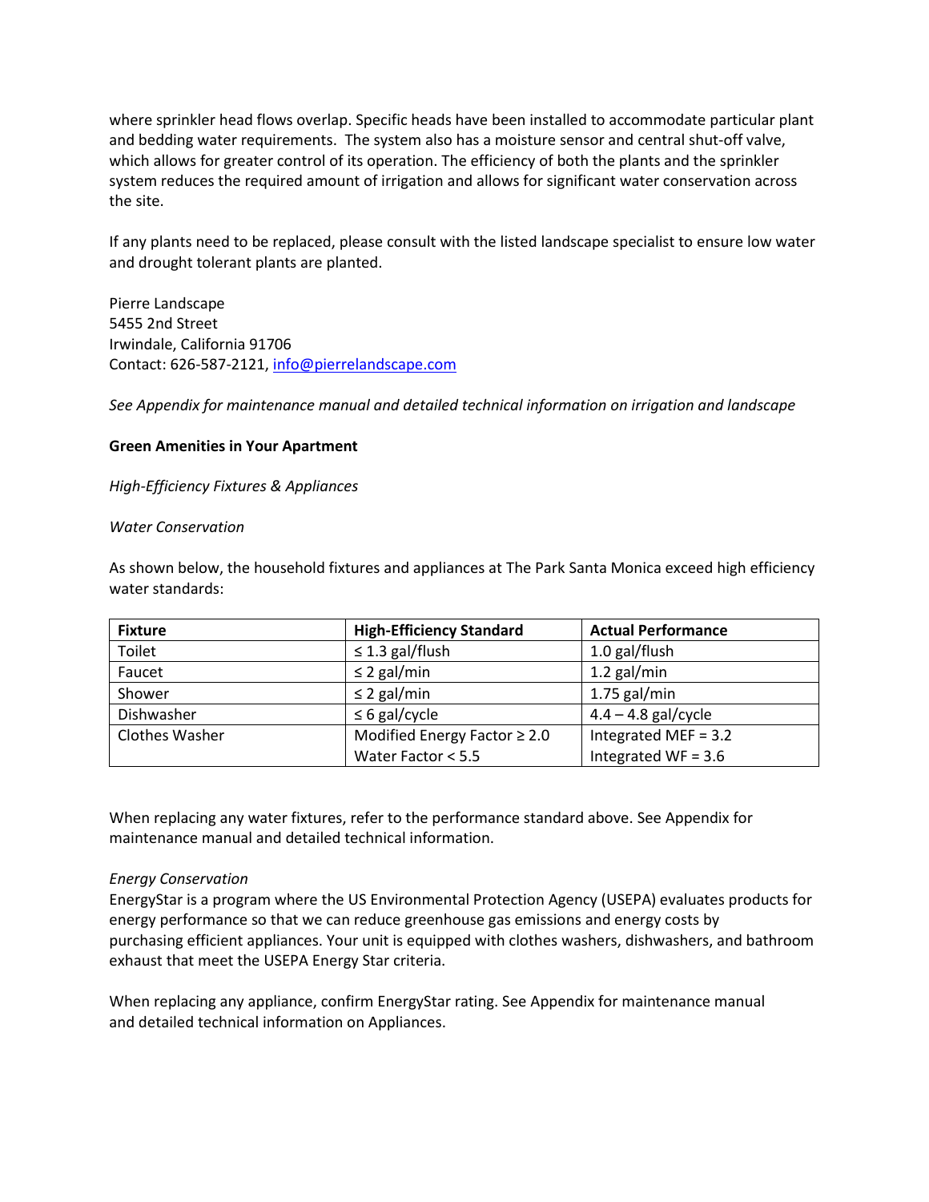where sprinkler head flows overlap. Specific heads have been installed to accommodate particular plant and bedding water requirements. The system also has a moisture sensor and central shut-off valve, which allows for greater control of its operation. The efficiency of both the plants and the sprinkler system reduces the required amount of irrigation and allows for significant water conservation across the site.

If any plants need to be replaced, please consult with the listed landscape specialist to ensure low water and drought tolerant plants are planted.

Pierre Landscape
5455 2nd Street
Irwindale, California 91706
Contact: 626-587-2121, info@pierrelandscape.com

*See Appendix for maintenance manual and detailed technical information on irrigation and landscape*

**Green Amenities in Your Apartment**

*High-Efficiency Fixtures & Appliances*

*Water Conservation*

As shown below, the household fixtures and appliances at The Park Santa Monica exceed high efficiency water standards:

| Fixture | High-Efficiency Standard | Actual Performance |
|---|---|---|
| Toilet | ≤ 1.3 gal/flush | 1.0 gal/flush |
| Faucet | ≤ 2 gal/min | 1.2 gal/min |
| Shower | ≤ 2 gal/min | 1.75 gal/min |
| Dishwasher | ≤ 6 gal/cycle | 4.4 – 4.8 gal/cycle |
| Clothes Washer | Modified Energy Factor ≥ 2.0<br>Water Factor < 5.5 | Integrated MEF = 3.2<br>Integrated WF = 3.6 |

When replacing any water fixtures, refer to the performance standard above. See Appendix for maintenance manual and detailed technical information.

*Energy Conservation*

EnergyStar is a program where the US Environmental Protection Agency (USEPA) evaluates products for energy performance so that we can reduce greenhouse gas emissions and energy costs by purchasing efficient appliances. Your unit is equipped with clothes washers, dishwashers, and bathroom exhaust that meet the USEPA Energy Star criteria.

When replacing any appliance, confirm EnergyStar rating. See Appendix for maintenance manual and detailed technical information on Appliances.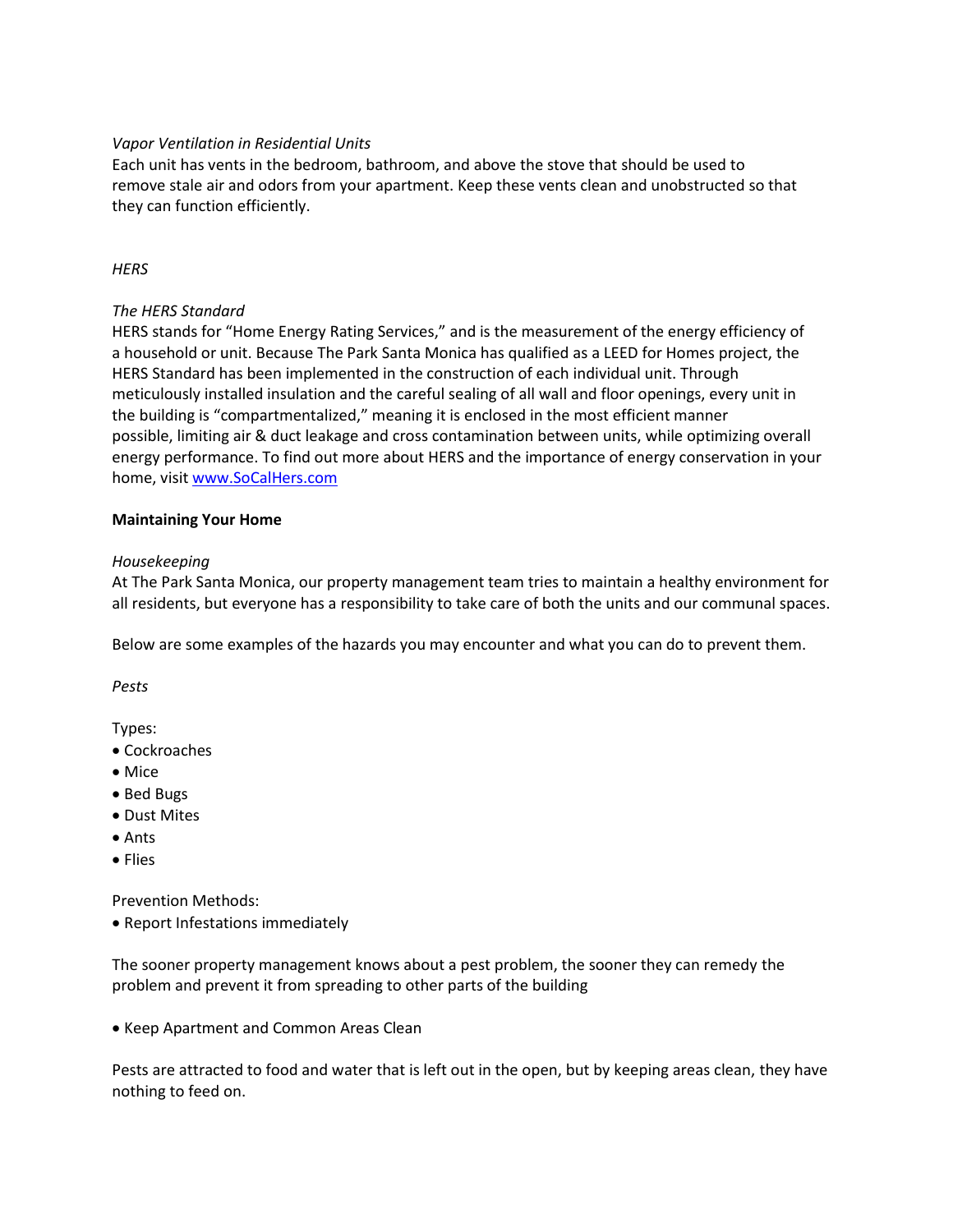*Vapor Ventilation in Residential Units*

Each unit has vents in the bedroom, bathroom, and above the stove that should be used to remove stale air and odors from your apartment. Keep these vents clean and unobstructed so that they can function efficiently.

*HERS*

*The HERS Standard*

HERS stands for "Home Energy Rating Services," and is the measurement of the energy efficiency of a household or unit. Because The Park Santa Monica has qualified as a LEED for Homes project, the HERS Standard has been implemented in the construction of each individual unit. Through meticulously installed insulation and the careful sealing of all wall and floor openings, every unit in the building is "compartmentalized," meaning it is enclosed in the most efficient manner possible, limiting air & duct leakage and cross contamination between units, while optimizing overall energy performance. To find out more about HERS and the importance of energy conservation in your home, visit [www.SoCalHers.com](http://www.SoCalHers.com)

**Maintaining Your Home**

*Housekeeping*

At The Park Santa Monica, our property management team tries to maintain a healthy environment for all residents, but everyone has a responsibility to take care of both the units and our communal spaces.

Below are some examples of the hazards you may encounter and what you can do to prevent them.

*Pests*

Types:

- Cockroaches
- Mice
- Bed Bugs
- Dust Mites
- Ants
- Flies

Prevention Methods:

- Report Infestations immediately

The sooner property management knows about a pest problem, the sooner they can remedy the problem and prevent it from spreading to other parts of the building

- Keep Apartment and Common Areas Clean

Pests are attracted to food and water that is left out in the open, but by keeping areas clean, they have nothing to feed on.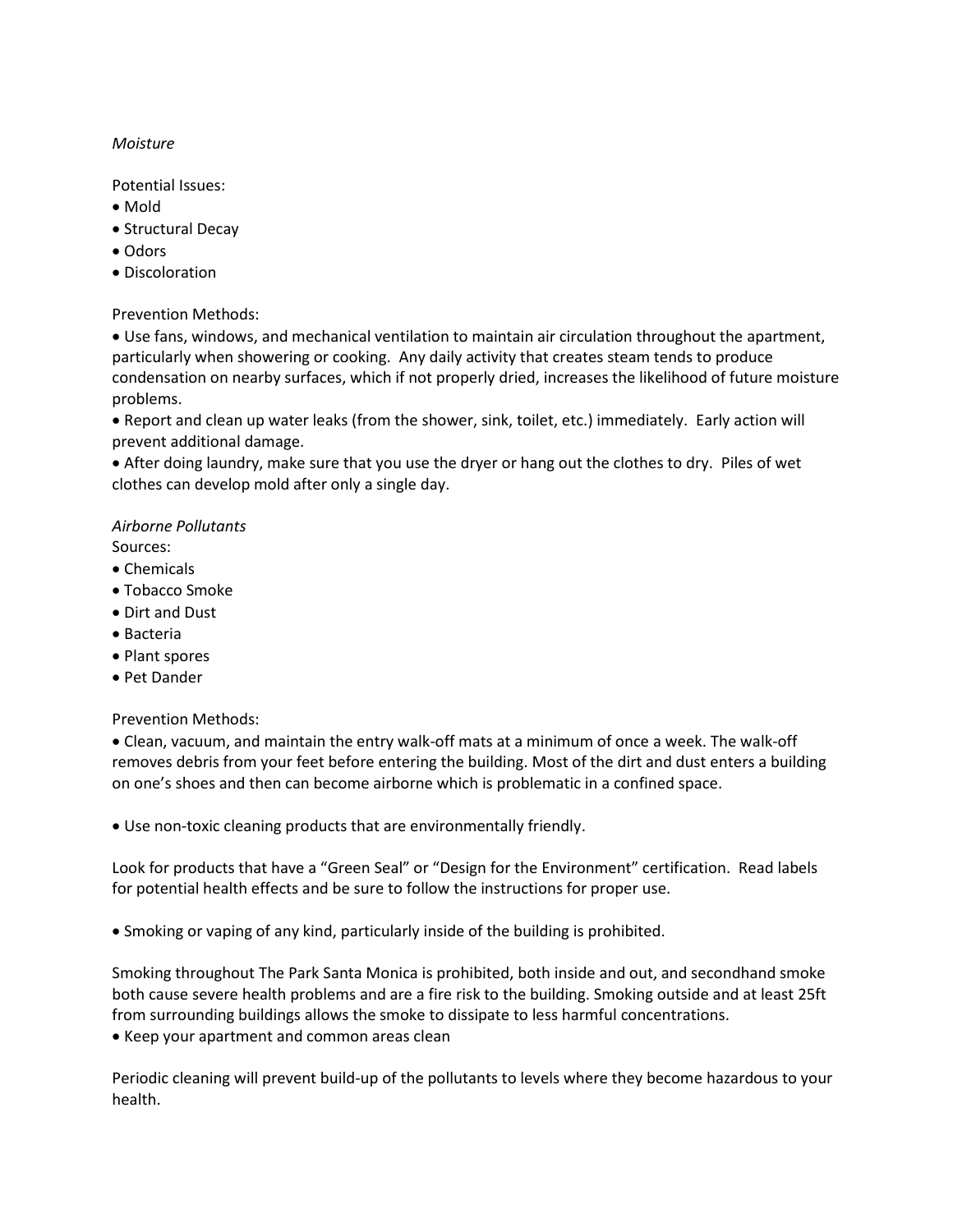*Moisture*

Potential Issues:

- Mold
- Structural Decay
- Odors
- Discoloration

Prevention Methods:

- Use fans, windows, and mechanical ventilation to maintain air circulation throughout the apartment, particularly when showering or cooking. Any daily activity that creates steam tends to produce condensation on nearby surfaces, which if not properly dried, increases the likelihood of future moisture problems.
- Report and clean up water leaks (from the shower, sink, toilet, etc.) immediately. Early action will prevent additional damage.
- After doing laundry, make sure that you use the dryer or hang out the clothes to dry. Piles of wet clothes can develop mold after only a single day.

*Airborne Pollutants*

Sources:

- Chemicals
- Tobacco Smoke
- Dirt and Dust
- Bacteria
- Plant spores
- Pet Dander

Prevention Methods:

- Clean, vacuum, and maintain the entry walk-off mats at a minimum of once a week. The walk-off removes debris from your feet before entering the building. Most of the dirt and dust enters a building on one's shoes and then can become airborne which is problematic in a confined space.

- Use non-toxic cleaning products that are environmentally friendly.

Look for products that have a "Green Seal" or "Design for the Environment" certification. Read labels for potential health effects and be sure to follow the instructions for proper use.

- Smoking or vaping of any kind, particularly inside of the building is prohibited.

Smoking throughout The Park Santa Monica is prohibited, both inside and out, and secondhand smoke both cause severe health problems and are a fire risk to the building. Smoking outside and at least 25ft from surrounding buildings allows the smoke to dissipate to less harmful concentrations.

- Keep your apartment and common areas clean

Periodic cleaning will prevent build-up of the pollutants to levels where they become hazardous to your health.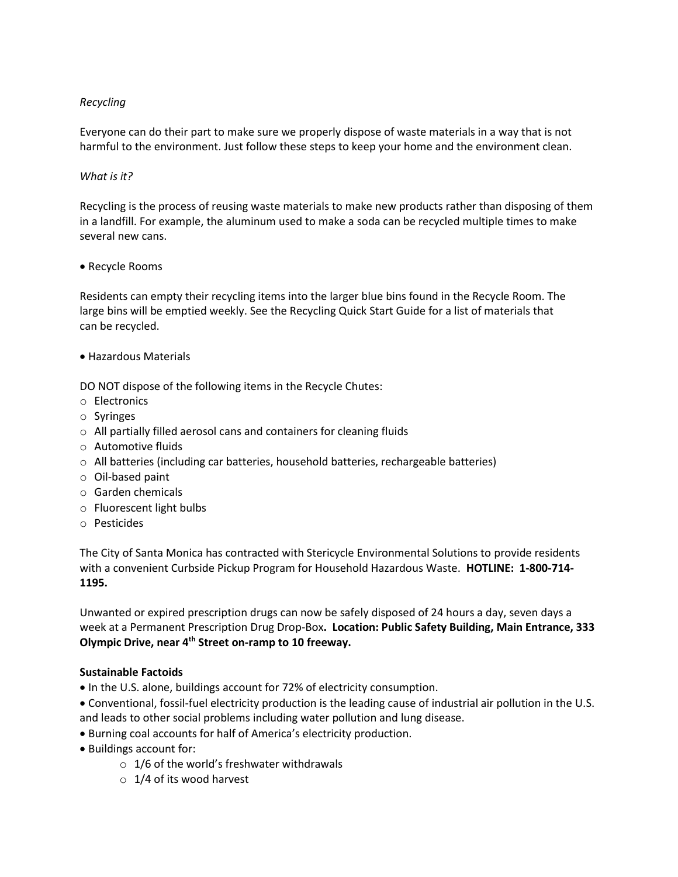*Recycling*

Everyone can do their part to make sure we properly dispose of waste materials in a way that is not harmful to the environment. Just follow these steps to keep your home and the environment clean.

*What is it?*

Recycling is the process of reusing waste materials to make new products rather than disposing of them in a landfill. For example, the aluminum used to make a soda can be recycled multiple times to make several new cans.

- Recycle Rooms

Residents can empty their recycling items into the larger blue bins found in the Recycle Room. The large bins will be emptied weekly. See the Recycling Quick Start Guide for a list of materials that can be recycled.

- Hazardous Materials

DO NOT dispose of the following items in the Recycle Chutes:

- Electronics
- Syringes
- All partially filled aerosol cans and containers for cleaning fluids
- Automotive fluids
- All batteries (including car batteries, household batteries, rechargeable batteries)
- Oil-based paint
- Garden chemicals
- Fluorescent light bulbs
- Pesticides

The City of Santa Monica has contracted with Stericycle Environmental Solutions to provide residents with a convenient Curbside Pickup Program for Household Hazardous Waste. **HOTLINE: 1-800-714-1195.**

Unwanted or expired prescription drugs can now be safely disposed of 24 hours a day, seven days a week at a Permanent Prescription Drug Drop-Box**. Location: Public Safety Building, Main Entrance, 333 Olympic Drive, near 4th Street on-ramp to 10 freeway.**

**Sustainable Factoids**

- In the U.S. alone, buildings account for 72% of electricity consumption.
- Conventional, fossil-fuel electricity production is the leading cause of industrial air pollution in the U.S. and leads to other social problems including water pollution and lung disease.
- Burning coal accounts for half of America's electricity production.
- Buildings account for:
    - 1/6 of the world's freshwater withdrawals
    - 1/4 of its wood harvest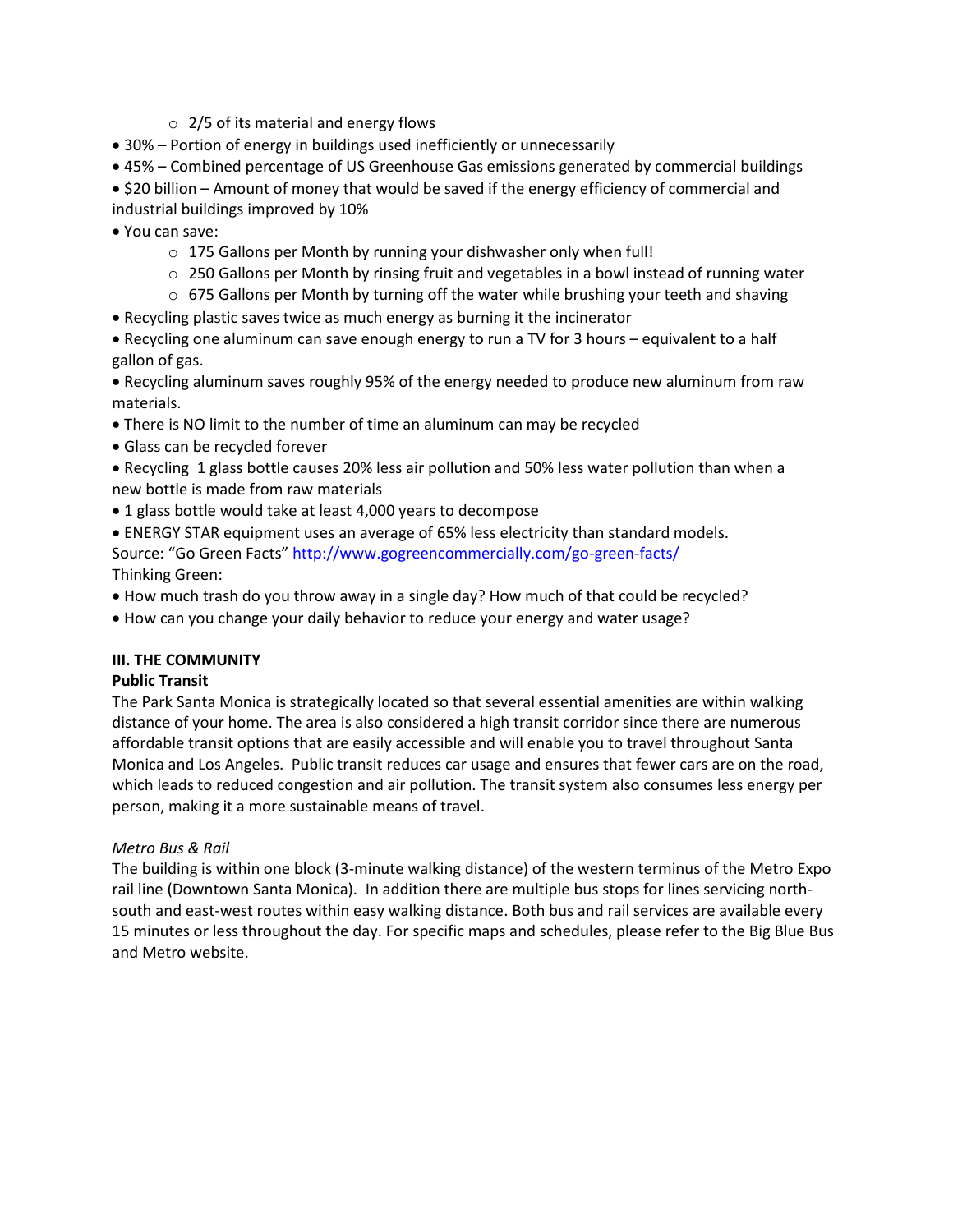- 2/5 of its material and energy flows

- 30% – Portion of energy in buildings used inefficiently or unnecessarily
- 45% – Combined percentage of US Greenhouse Gas emissions generated by commercial buildings
- $20 billion – Amount of money that would be saved if the energy efficiency of commercial and industrial buildings improved by 10%
- You can save:
    - 175 Gallons per Month by running your dishwasher only when full!
    - 250 Gallons per Month by rinsing fruit and vegetables in a bowl instead of running water
    - 675 Gallons per Month by turning off the water while brushing your teeth and shaving
- Recycling plastic saves twice as much energy as burning it the incinerator
- Recycling one aluminum can save enough energy to run a TV for 3 hours – equivalent to a half gallon of gas.
- Recycling aluminum saves roughly 95% of the energy needed to produce new aluminum from raw materials.
- There is NO limit to the number of time an aluminum can may be recycled
- Glass can be recycled forever
- Recycling 1 glass bottle causes 20% less air pollution and 50% less water pollution than when a new bottle is made from raw materials
- 1 glass bottle would take at least 4,000 years to decompose
- ENERGY STAR equipment uses an average of 65% less electricity than standard models.

Source: "Go Green Facts" http://www.gogreencommercially.com/go-green-facts/

Thinking Green:

- How much trash do you throw away in a single day? How much of that could be recycled?
- How can you change your daily behavior to reduce your energy and water usage?

## III. THE COMMUNITY

### Public Transit

The Park Santa Monica is strategically located so that several essential amenities are within walking distance of your home. The area is also considered a high transit corridor since there are numerous affordable transit options that are easily accessible and will enable you to travel throughout Santa Monica and Los Angeles. Public transit reduces car usage and ensures that fewer cars are on the road, which leads to reduced congestion and air pollution. The transit system also consumes less energy per person, making it a more sustainable means of travel.

*Metro Bus & Rail*

The building is within one block (3-minute walking distance) of the western terminus of the Metro Expo rail line (Downtown Santa Monica). In addition there are multiple bus stops for lines servicing north-south and east-west routes within easy walking distance. Both bus and rail services are available every 15 minutes or less throughout the day. For specific maps and schedules, please refer to the Big Blue Bus and Metro website.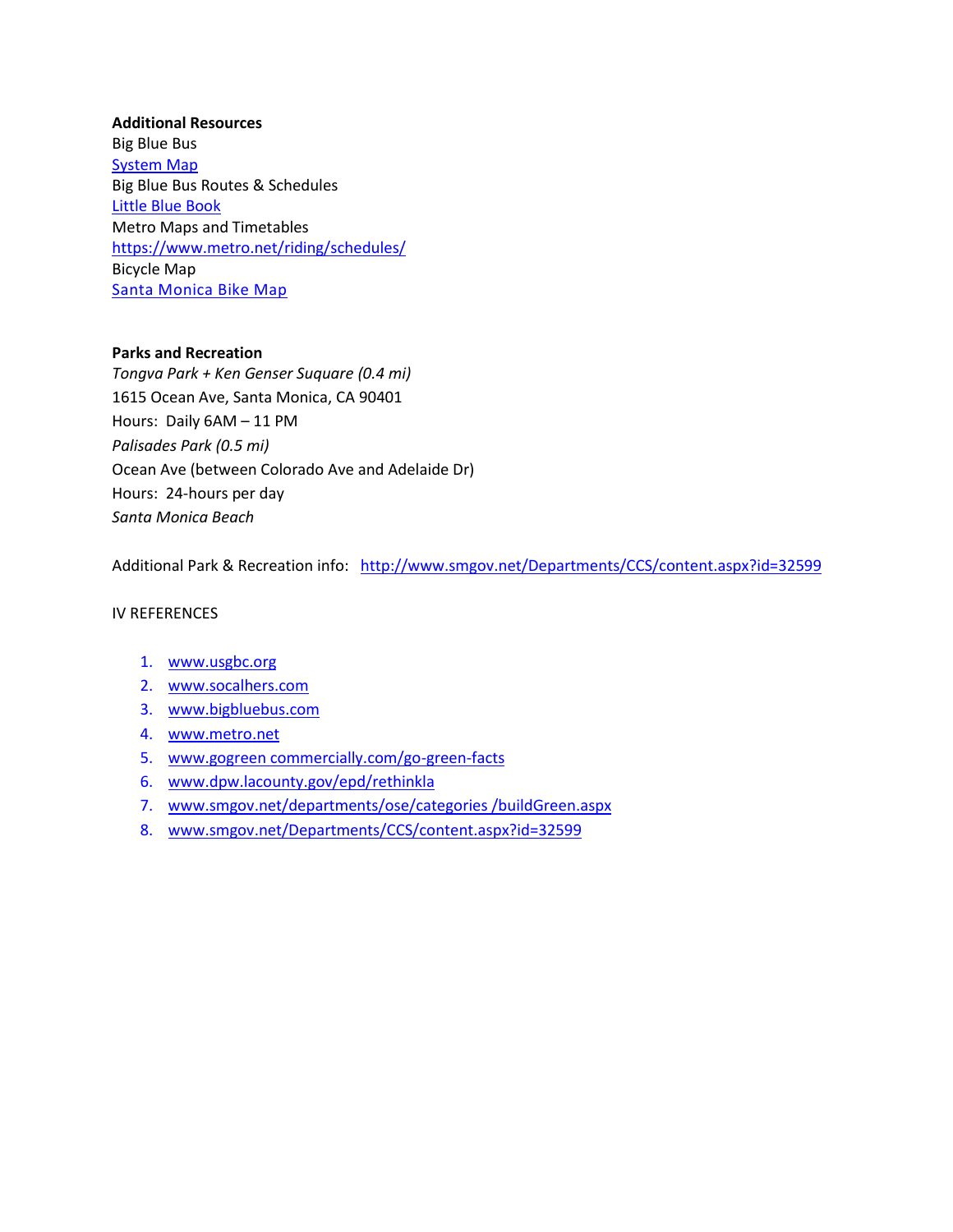**Additional Resources**

Big Blue Bus

System Map

Big Blue Bus Routes & Schedules

Little Blue Book

Metro Maps and Timetables

https://www.metro.net/riding/schedules/

Bicycle Map

Santa Monica Bike Map

**Parks and Recreation**

*Tongva Park + Ken Genser Suquare (0.4 mi)*

1615 Ocean Ave, Santa Monica, CA 90401

Hours: Daily 6AM – 11 PM

*Palisades Park (0.5 mi)*

Ocean Ave (between Colorado Ave and Adelaide Dr)

Hours: 24-hours per day

*Santa Monica Beach*

Additional Park & Recreation info: http://www.smgov.net/Departments/CCS/content.aspx?id=32599

IV REFERENCES

1. www.usgbc.org
2. www.socalhers.com
3. www.bigbluebus.com
4. www.metro.net
5. www.gogreen commercially.com/go-green-facts
6. www.dpw.lacounty.gov/epd/rethinkla
7. www.smgov.net/departments/ose/categories /buildGreen.aspx
8. www.smgov.net/Departments/CCS/content.aspx?id=32599